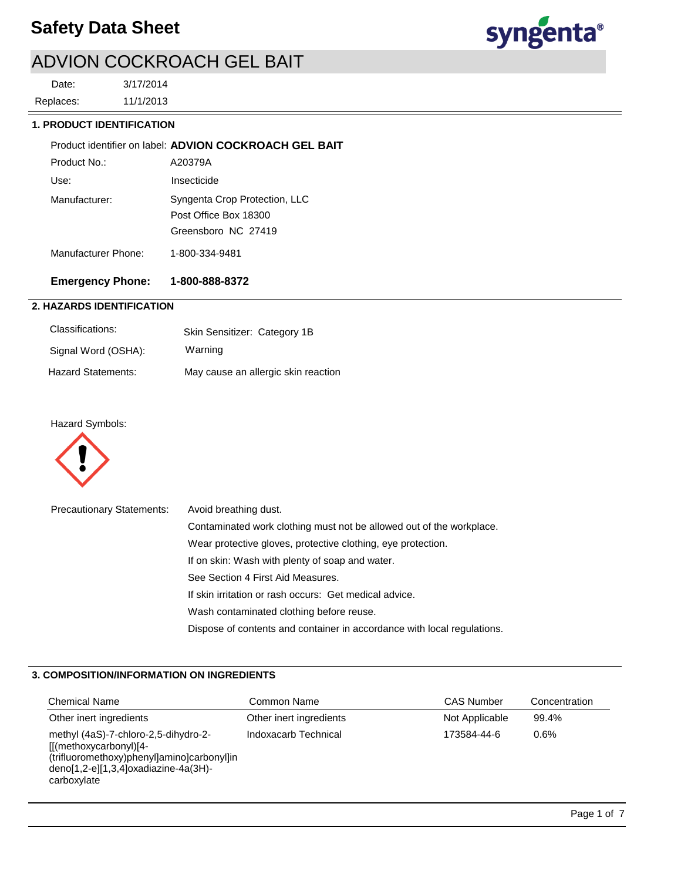# Safety Data Sheet

## ADVION COCKROACH GEL BAIT

Date: 3/17/2014

Replaces: 11/1/2013

### 1. PRODUCT IDENTIFICATION

Product identifier on label: **ADVION COCKROACH GEL BAIT**

Product No.: A20379A

Use: Insecticide

Manufacturer: Syngenta Crop Protection, LLC
Post Office Box 18300
Greensboro NC 27419

Manufacturer Phone: 1-800-334-9481

**Emergency Phone: 1-800-888-8372**

### 2. HAZARDS IDENTIFICATION

Classifications: Skin Sensitizer: Category 1B

Signal Word (OSHA): Warning

Hazard Statements: May cause an allergic skin reaction

Hazard Symbols:

Precautionary Statements:
- Avoid breathing dust.
- Contaminated work clothing must not be allowed out of the workplace.
- Wear protective gloves, protective clothing, eye protection.
- If on skin: Wash with plenty of soap and water.
- See Section 4 First Aid Measures.
- If skin irritation or rash occurs: Get medical advice.
- Wash contaminated clothing before reuse.
- Dispose of contents and container in accordance with local regulations.

### 3. COMPOSITION/INFORMATION ON INGREDIENTS

| Chemical Name | Common Name | CAS Number | Concentration |
| --- | --- | --- | --- |
| Other inert ingredients | Other inert ingredients | Not Applicable | 99.4% |
| methyl (4aS)-7-chloro-2,5-dihydro-2-[[(methoxycarbonyl)[4-(trifluoromethoxy)phenyl]amino]carbonyl]indeno[1,2-e][1,3,4]oxadiazine-4a(3H)-carboxylate | Indoxacarb Technical | 173584-44-6 | 0.6% |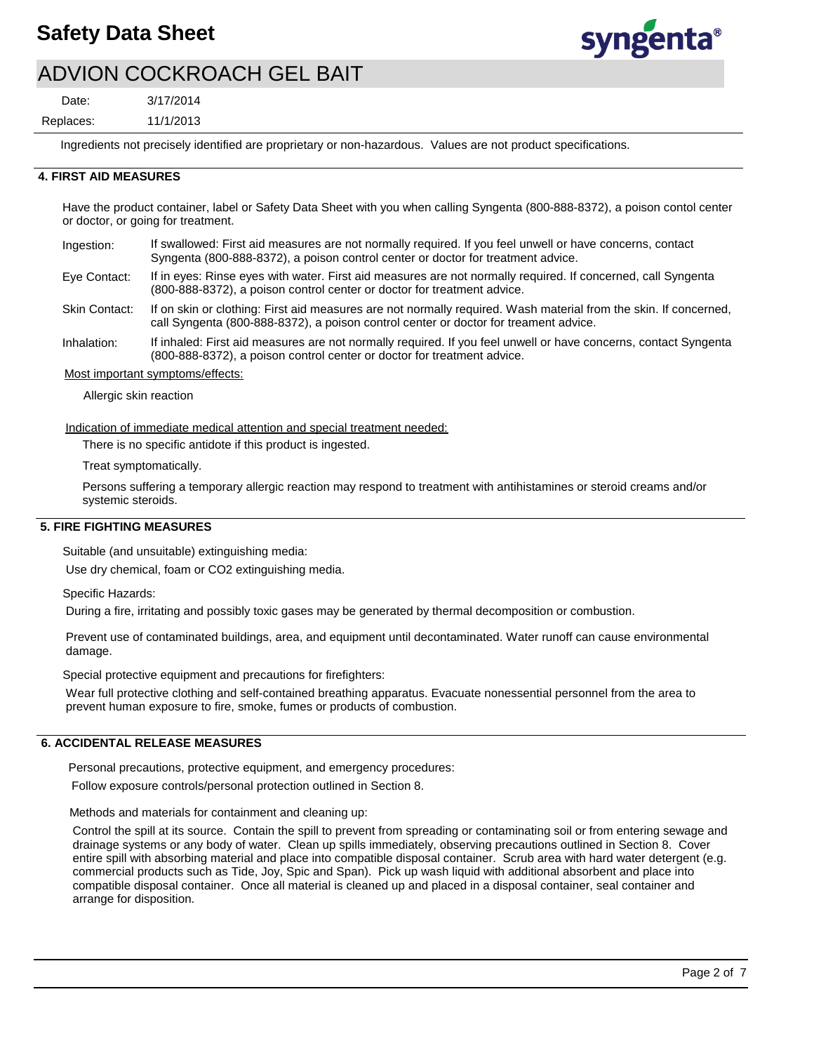Ingredients not precisely identified are proprietary or non-hazardous. Values are not product specifications.

## 4. FIRST AID MEASURES

Have the product container, label or Safety Data Sheet with you when calling Syngenta (800-888-8372), a poison contol center or doctor, or going for treatment.

**Ingestion:** If swallowed: First aid measures are not normally required. If you feel unwell or have concerns, contact Syngenta (800-888-8372), a poison control center or doctor for treatment advice.

**Eye Contact:** If in eyes: Rinse eyes with water. First aid measures are not normally required. If concerned, call Syngenta (800-888-8372), a poison control center or doctor for treatment advice.

**Skin Contact:** If on skin or clothing: First aid measures are not normally required. Wash material from the skin. If concerned, call Syngenta (800-888-8372), a poison control center or doctor for treament advice.

**Inhalation:** If inhaled: First aid measures are not normally required. If you feel unwell or have concerns, contact Syngenta (800-888-8372), a poison control center or doctor for treatment advice.

Most important symptoms/effects:

Allergic skin reaction

Indication of immediate medical attention and special treatment needed:

There is no specific antidote if this product is ingested.

Treat symptomatically.

Persons suffering a temporary allergic reaction may respond to treatment with antihistamines or steroid creams and/or systemic steroids.

## 5. FIRE FIGHTING MEASURES

Suitable (and unsuitable) extinguishing media:

Use dry chemical, foam or CO2 extinguishing media.

Specific Hazards:

During a fire, irritating and possibly toxic gases may be generated by thermal decomposition or combustion.

Prevent use of contaminated buildings, area, and equipment until decontaminated. Water runoff can cause environmental damage.

Special protective equipment and precautions for firefighters:

Wear full protective clothing and self-contained breathing apparatus. Evacuate nonessential personnel from the area to prevent human exposure to fire, smoke, fumes or products of combustion.

## 6. ACCIDENTAL RELEASE MEASURES

Personal precautions, protective equipment, and emergency procedures:

Follow exposure controls/personal protection outlined in Section 8.

Methods and materials for containment and cleaning up:

Control the spill at its source. Contain the spill to prevent from spreading or contaminating soil or from entering sewage and drainage systems or any body of water. Clean up spills immediately, observing precautions outlined in Section 8. Cover entire spill with absorbing material and place into compatible disposal container. Scrub area with hard water detergent (e.g. commercial products such as Tide, Joy, Spic and Span). Pick up wash liquid with additional absorbent and place into compatible disposal container. Once all material is cleaned up and placed in a disposal container, seal container and arrange for disposition.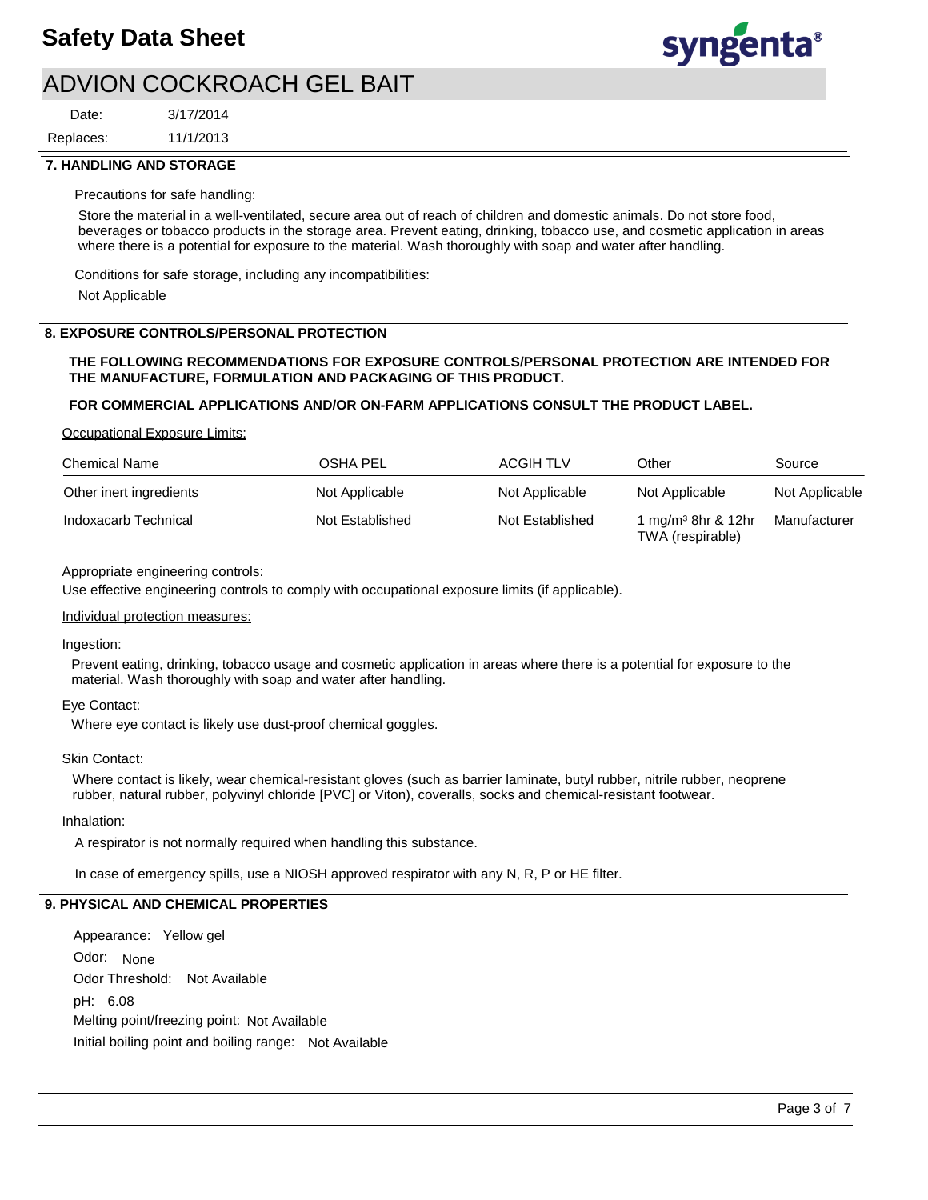## 7. HANDLING AND STORAGE

Precautions for safe handling:

Store the material in a well-ventilated, secure area out of reach of children and domestic animals. Do not store food, beverages or tobacco products in the storage area. Prevent eating, drinking, tobacco use, and cosmetic application in areas where there is a potential for exposure to the material. Wash thoroughly with soap and water after handling.

Conditions for safe storage, including any incompatibilities:

Not Applicable

## 8. EXPOSURE CONTROLS/PERSONAL PROTECTION

**THE FOLLOWING RECOMMENDATIONS FOR EXPOSURE CONTROLS/PERSONAL PROTECTION ARE INTENDED FOR THE MANUFACTURE, FORMULATION AND PACKAGING OF THIS PRODUCT.**

**FOR COMMERCIAL APPLICATIONS AND/OR ON-FARM APPLICATIONS CONSULT THE PRODUCT LABEL.**

Occupational Exposure Limits:

| Chemical Name | OSHA PEL | ACGIH TLV | Other | Source |
|---|---|---|---|---|
| Other inert ingredients | Not Applicable | Not Applicable | Not Applicable | Not Applicable |
| Indoxacarb Technical | Not Established | Not Established | 1 $mg/m^3$ 8hr & 12hr TWA (respirable) | Manufacturer |

Appropriate engineering controls:

Use effective engineering controls to comply with occupational exposure limits (if applicable).

Individual protection measures:

Ingestion:

Prevent eating, drinking, tobacco usage and cosmetic application in areas where there is a potential for exposure to the material. Wash thoroughly with soap and water after handling.

Eye Contact:

Where eye contact is likely use dust-proof chemical goggles.

Skin Contact:

Where contact is likely, wear chemical-resistant gloves (such as barrier laminate, butyl rubber, nitrile rubber, neoprene rubber, natural rubber, polyvinyl chloride [PVC] or Viton), coveralls, socks and chemical-resistant footwear.

Inhalation:

A respirator is not normally required when handling this substance.

In case of emergency spills, use a NIOSH approved respirator with any N, R, P or HE filter.

## 9. PHYSICAL AND CHEMICAL PROPERTIES

Appearance: Yellow gel

Odor: None

Odor Threshold: Not Available

pH: 6.08

Melting point/freezing point: Not Available

Initial boiling point and boiling range: Not Available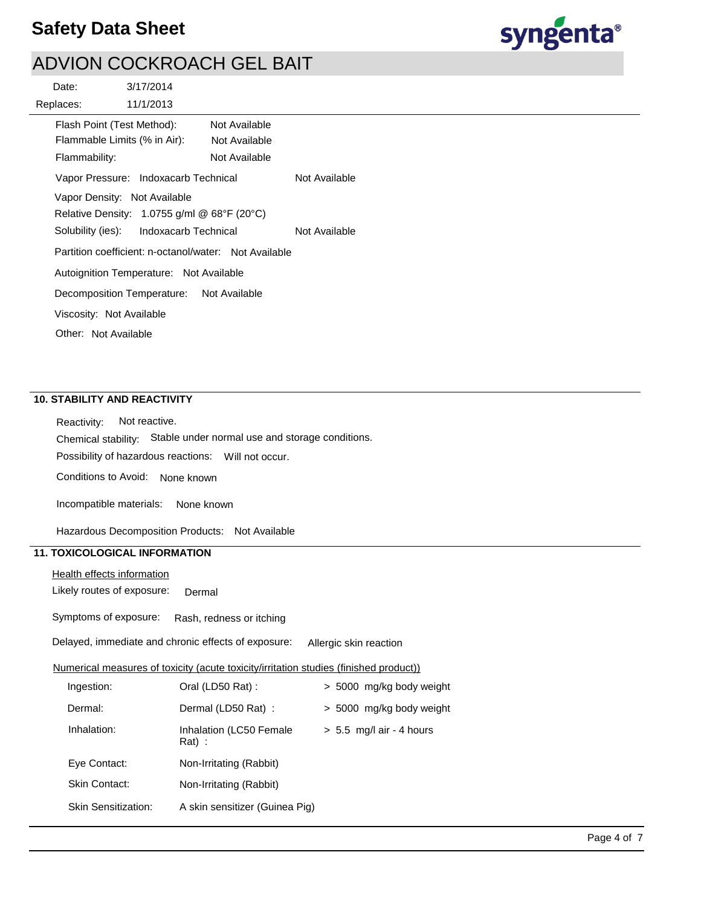Flash Point (Test Method): Not Available

Flammable Limits (% in Air): Not Available

Flammability: Not Available

Vapor Pressure: Indoxacarb Technical Not Available

Vapor Density: Not Available

Relative Density: 1.0755 g/ml @ 68°F (20°C)

Solubility (ies): Indoxacarb Technical Not Available

Partition coefficient: n-octanol/water: Not Available

Autoignition Temperature: Not Available

Decomposition Temperature: Not Available

Viscosity: Not Available

Other: Not Available

## 10. STABILITY AND REACTIVITY

Reactivity: Not reactive.

Chemical stability: Stable under normal use and storage conditions.

Possibility of hazardous reactions: Will not occur.

Conditions to Avoid: None known

Incompatible materials: None known

Hazardous Decomposition Products: Not Available

## 11. TOXICOLOGICAL INFORMATION

Health effects information

Likely routes of exposure: Dermal

Symptoms of exposure: Rash, redness or itching

Delayed, immediate and chronic effects of exposure: Allergic skin reaction

Numerical measures of toxicity (acute toxicity/irritation studies (finished product))

| | | |
|---|---|---|
| Ingestion: | Oral (LD50 Rat) : | > 5000 mg/kg body weight |
| Dermal: | Dermal (LD50 Rat) : | > 5000 mg/kg body weight |
| Inhalation: | Inhalation (LC50 Female Rat) : | > 5.5 mg/l air - 4 hours |
| Eye Contact: | Non-Irritating (Rabbit) | |
| Skin Contact: | Non-Irritating (Rabbit) | |
| Skin Sensitization: | A skin sensitizer (Guinea Pig) | |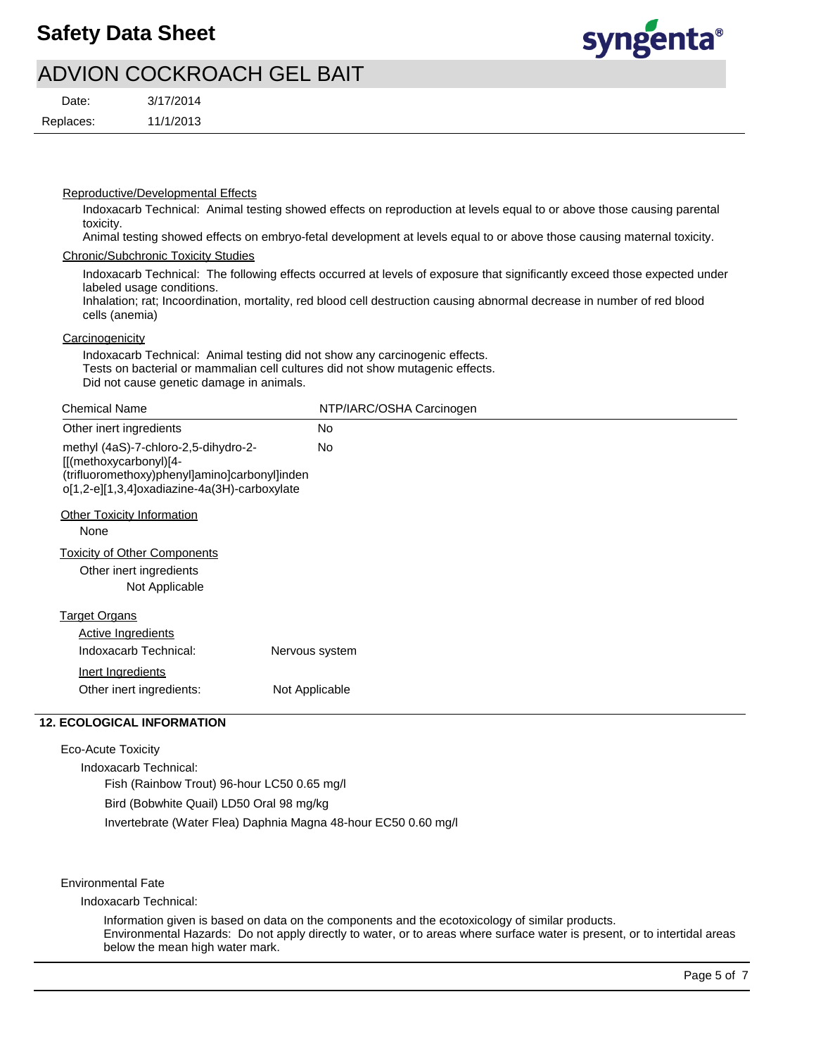Reproductive/Developmental Effects

Indoxacarb Technical: Animal testing showed effects on reproduction at levels equal to or above those causing parental toxicity.
Animal testing showed effects on embryo-fetal development at levels equal to or above those causing maternal toxicity.

Chronic/Subchronic Toxicity Studies

Indoxacarb Technical: The following effects occurred at levels of exposure that significantly exceed those expected under labeled usage conditions.
Inhalation; rat; Incoordination, mortality, red blood cell destruction causing abnormal decrease in number of red blood cells (anemia)

Carcinogenicity

Indoxacarb Technical: Animal testing did not show any carcinogenic effects.
Tests on bacterial or mammalian cell cultures did not show mutagenic effects.
Did not cause genetic damage in animals.

| Chemical Name | NTP/IARC/OSHA Carcinogen |
|---|---|
| Other inert ingredients | No |
| methyl (4aS)-7-chloro-2,5-dihydro-2-[[(methoxycarbonyl)[4-(trifluoromethoxy)phenyl]amino]carbonyl]indeno[1,2-e][1,3,4]oxadiazine-4a(3H)-carboxylate | No |

Other Toxicity Information

None

Toxicity of Other Components

Other inert ingredients
Not Applicable

Target Organs

Active Ingredients

Indoxacarb Technical: Nervous system

Inert Ingredients

Other inert ingredients: Not Applicable

## 12. ECOLOGICAL INFORMATION

Eco-Acute Toxicity

Indoxacarb Technical:

Fish (Rainbow Trout) 96-hour LC50 0.65 mg/l

Bird (Bobwhite Quail) LD50 Oral 98 mg/kg

Invertebrate (Water Flea) Daphnia Magna 48-hour EC50 0.60 mg/l

Environmental Fate

Indoxacarb Technical:

Information given is based on data on the components and the ecotoxicology of similar products.
Environmental Hazards: Do not apply directly to water, or to areas where surface water is present, or to intertidal areas below the mean high water mark.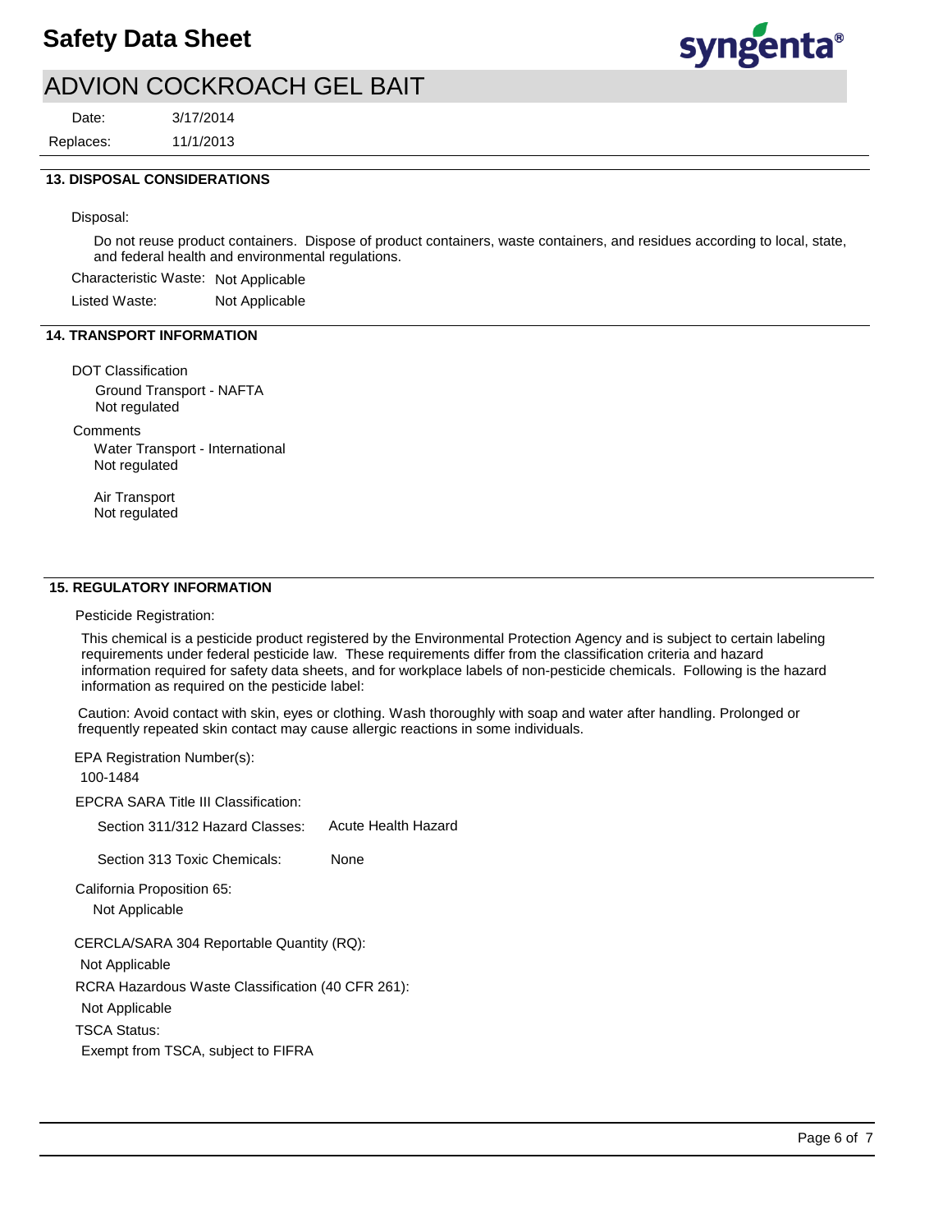## 13. DISPOSAL CONSIDERATIONS

Disposal:

Do not reuse product containers. Dispose of product containers, waste containers, and residues according to local, state, and federal health and environmental regulations.

Characteristic Waste: Not Applicable

Listed Waste: Not Applicable

## 14. TRANSPORT INFORMATION

DOT Classification

Ground Transport - NAFTA
Not regulated

Comments

Water Transport - International
Not regulated

Air Transport
Not regulated

## 15. REGULATORY INFORMATION

Pesticide Registration:

This chemical is a pesticide product registered by the Environmental Protection Agency and is subject to certain labeling requirements under federal pesticide law. These requirements differ from the classification criteria and hazard information required for safety data sheets, and for workplace labels of non-pesticide chemicals. Following is the hazard information as required on the pesticide label:

Caution: Avoid contact with skin, eyes or clothing. Wash thoroughly with soap and water after handling. Prolonged or frequently repeated skin contact may cause allergic reactions in some individuals.

EPA Registration Number(s):

100-1484

EPCRA SARA Title III Classification:

Section 311/312 Hazard Classes: Acute Health Hazard

Section 313 Toxic Chemicals: None

California Proposition 65:

Not Applicable

CERCLA/SARA 304 Reportable Quantity (RQ):

Not Applicable

RCRA Hazardous Waste Classification (40 CFR 261):

Not Applicable

TSCA Status:

Exempt from TSCA, subject to FIFRA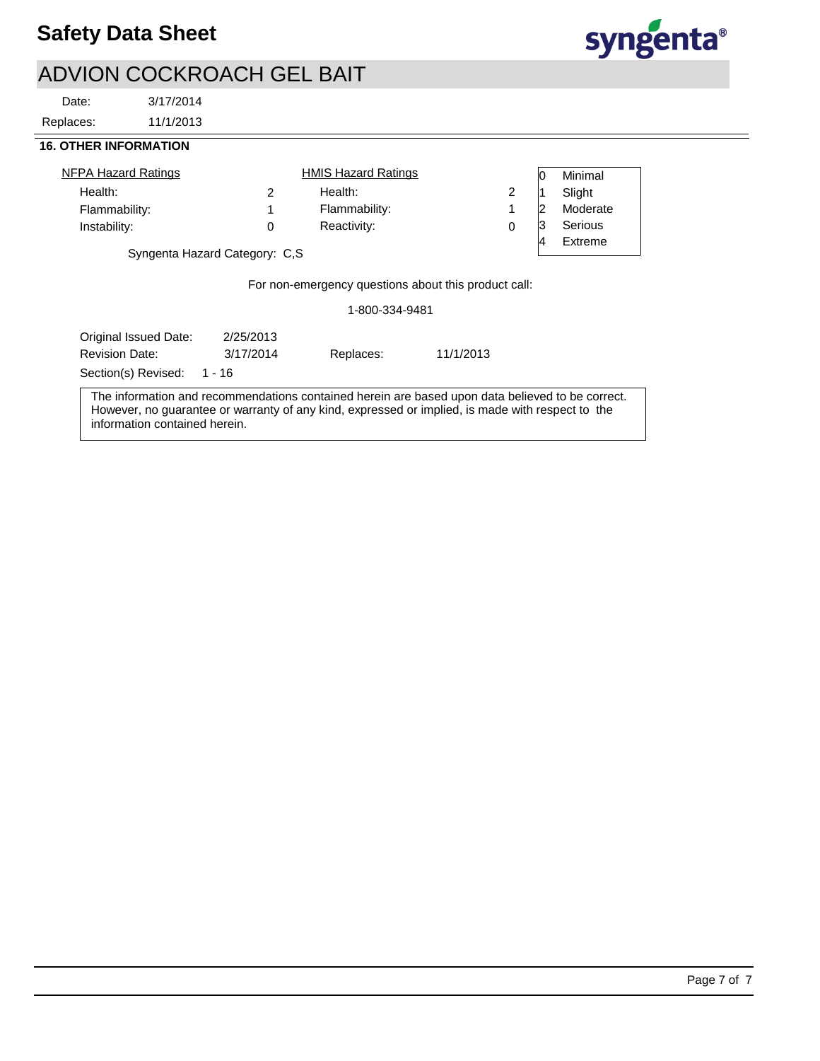# Safety Data Sheet

## ADVION COCKROACH GEL BAIT

Date: 3/17/2014
Replaces: 11/1/2013

### 16. OTHER INFORMATION

| NFPA Hazard Ratings | | HMIS Hazard Ratings | |
|---|---|---|---|
| Health: | 2 | Health: | 2 |
| Flammability: | 1 | Flammability: | 1 |
| Instability: | 0 | Reactivity: | 0 |

| | |
|---|---|
| 0 | Minimal |
| 1 | Slight |
| 2 | Moderate |
| 3 | Serious |
| 4 | Extreme |

Syngenta Hazard Category: C,S

For non-emergency questions about this product call:

1-800-334-9481

Original Issued Date: 2/25/2013
Revision Date: 3/17/2014 Replaces: 11/1/2013
Section(s) Revised: 1 - 16

The information and recommendations contained herein are based upon data believed to be correct. However, no guarantee or warranty of any kind, expressed or implied, is made with respect to the information contained herein.